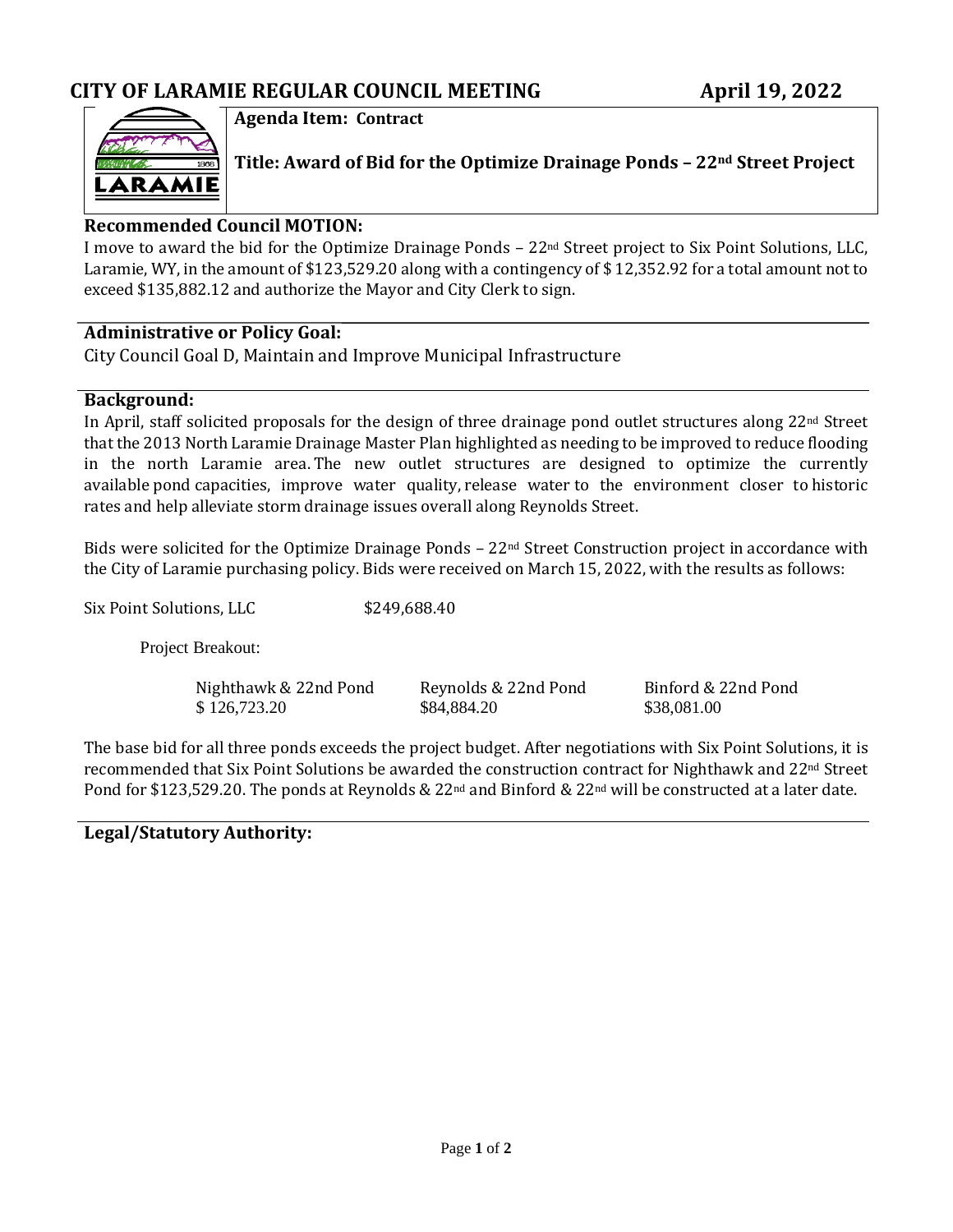# CITY OF LARAMIE REGULAR COUNCIL MEETING April 19, 2022

**Agenda Item: Contract**

**Title: Award of Bid for the Optimize Drainage Ponds – 22nd Street Project**

## Recommended Council MOTION:

I move to award the bid for the Optimize Drainage Ponds – 22nd Street project to Six Point Solutions, LLC, Laramie, WY, in the amount of $123,529.20 along with a contingency of $ 12,352.92 for a total amount not to exceed $135,882.12 and authorize the Mayor and City Clerk to sign.

## Administrative or Policy Goal:

City Council Goal D, Maintain and Improve Municipal Infrastructure

## Background:

In April, staff solicited proposals for the design of three drainage pond outlet structures along 22nd Street that the 2013 North Laramie Drainage Master Plan highlighted as needing to be improved to reduce flooding in the north Laramie area. The new outlet structures are designed to optimize the currently available pond capacities, improve water quality, release water to the environment closer to historic rates and help alleviate storm drainage issues overall along Reynolds Street.

Bids were solicited for the Optimize Drainage Ponds – 22nd Street Construction project in accordance with the City of Laramie purchasing policy. Bids were received on March 15, 2022, with the results as follows:

Six Point Solutions, LLC $249,688.40

Project Breakout:

| Nighthawk & 22nd Pond | Reynolds & 22nd Pond | Binford & 22nd Pond |
|---|---|---|
| $ 126,723.20 | $84,884.20 | $38,081.00 |

The base bid for all three ponds exceeds the project budget. After negotiations with Six Point Solutions, it is recommended that Six Point Solutions be awarded the construction contract for Nighthawk and 22nd Street Pond for $123,529.20. The ponds at Reynolds & 22nd and Binford & 22nd will be constructed at a later date.

## Legal/Statutory Authority: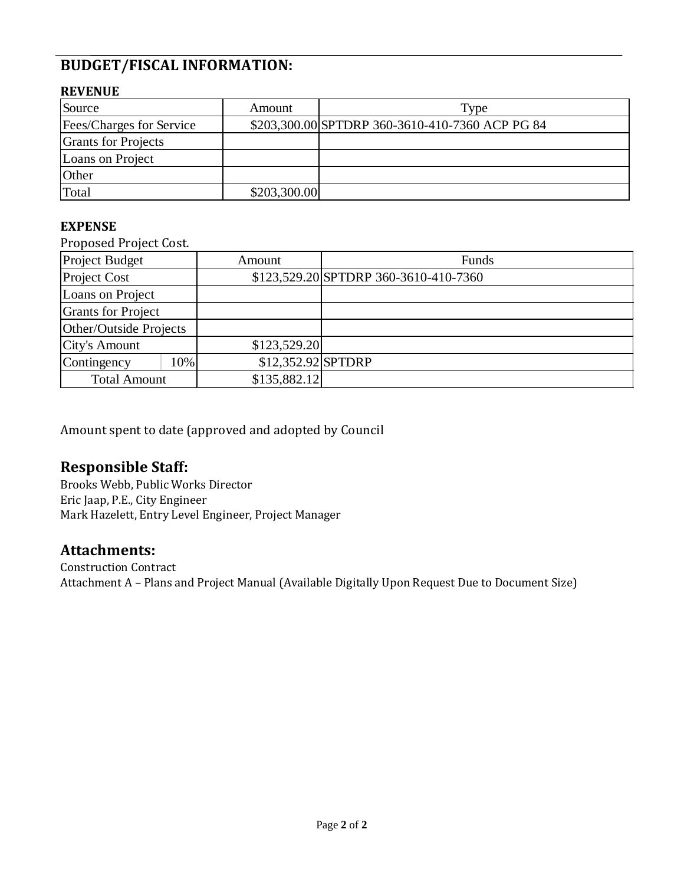## BUDGET/FISCAL INFORMATION:

**REVENUE**

| Source | Amount | Type |
|---|---|---|
| Fees/Charges for Service | $203,300.00 | SPTDRP 360-3610-410-7360 ACP PG 84 |
| Grants for Projects | | |
| Loans on Project | | |
| Other | | |
| Total | $203,300.00 | |

**EXPENSE**

Proposed Project Cost.

| Project Budget | | Amount | Funds |
|---|---|---|---|
| Project Cost | | $123,529.20 | SPTDRP 360-3610-410-7360 |
| Loans on Project | | | |
| Grants for Project | | | |
| Other/Outside Projects | | | |
| City's Amount | | $123,529.20 | |
| Contingency | 10% | $12,352.92 | SPTDRP |
| Total Amount | | $135,882.12 | |

Amount spent to date (approved and adopted by Council

## Responsible Staff:

Brooks Webb, Public Works Director
Eric Jaap, P.E., City Engineer
Mark Hazelett, Entry Level Engineer, Project Manager

## Attachments:

Construction Contract
Attachment A – Plans and Project Manual (Available Digitally Upon Request Due to Document Size)